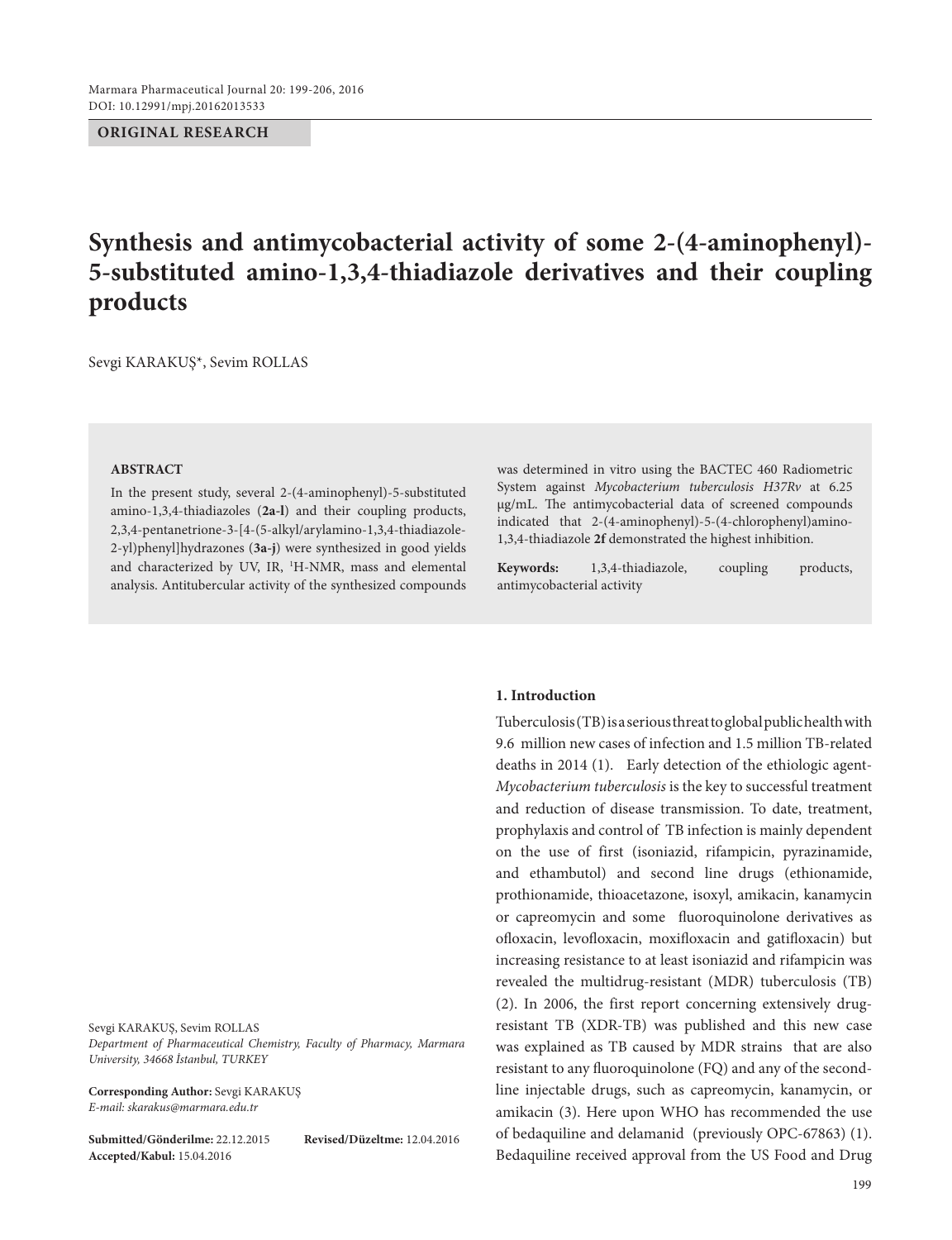ORIGINAL RESEARCH

# Synthesis and antimycobacterial activity of some 2-(4-aminophenyl)-5-substituted amino-1,3,4-thiadiazole derivatives and their coupling products

Sevgi KARAKUŞ*, Sevim ROLLAS

## ABSTRACT

In the present study, several 2-(4-aminophenyl)-5-substituted amino-1,3,4-thiadiazoles (**2a-l**) and their coupling products, 2,3,4-pentanetrione-3-[4-(5-alkyl/arylamino-1,3,4-thiadiazole-2-yl)phenyl]hydrazones (**3a-j**) were synthesized in good yields and characterized by UV, IR, $^1$H-NMR, mass and elemental analysis. Antitubercular activity of the synthesized compounds was determined in vitro using the BACTEC 460 Radiometric System against *Mycobacterium tuberculosis H37Rv* at 6.25 µg/mL. The antimycobacterial data of screened compounds indicated that 2-(4-aminophenyl)-5-(4-chlorophenyl)amino-1,3,4-thiadiazole **2f** demonstrated the highest inhibition.

**Keywords:** 1,3,4-thiadiazole, coupling products, antimycobacterial activity

Sevgi KARAKUŞ, Sevim ROLLAS
*Department of Pharmaceutical Chemistry, Faculty of Pharmacy, Marmara University, 34668 İstanbul, TURKEY*

**Corresponding Author:** Sevgi KARAKUŞ
*E-mail: skarakus@marmara.edu.tr*

**Submitted/Gönderilme:** 22.12.2015 **Revised/Düzeltme:** 12.04.2016
**Accepted/Kabul:** 15.04.2016

## 1. Introduction

Tuberculosis (TB) is a serious threat to global public health with 9.6 million new cases of infection and 1.5 million TB-related deaths in 2014 (1). Early detection of the ethiologic agent-*Mycobacterium tuberculosis* is the key to successful treatment and reduction of disease transmission. To date, treatment, prophylaxis and control of TB infection is mainly dependent on the use of first (isoniazid, rifampicin, pyrazinamide, and ethambutol) and second line drugs (ethionamide, prothionamide, thioacetazone, isoxyl, amikacin, kanamycin or capreomycin and some fluoroquinolone derivatives as ofloxacin, levofloxacin, moxifloxacin and gatifloxacin) but increasing resistance to at least isoniazid and rifampicin was revealed the multidrug-resistant (MDR) tuberculosis (TB) (2). In 2006, the first report concerning extensively drug-resistant TB (XDR-TB) was published and this new case was explained as TB caused by MDR strains that are also resistant to any fluoroquinolone (FQ) and any of the second-line injectable drugs, such as capreomycin, kanamycin, or amikacin (3). Here upon WHO has recommended the use of bedaquiline and delamanid (previously OPC-67863) (1). Bedaquiline received approval from the US Food and Drug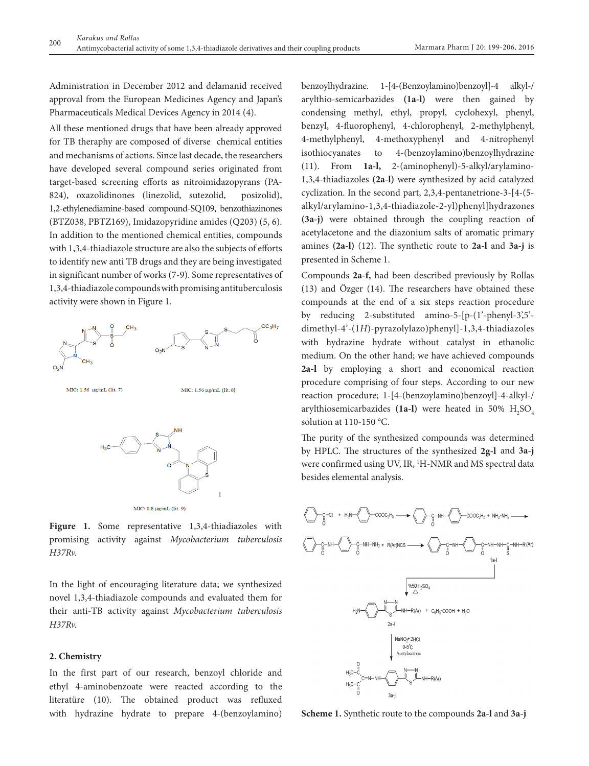Administration in December 2012 and delamanid received approval from the European Medicines Agency and Japan's Pharmaceuticals Medical Devices Agency in 2014 (4).

All these mentioned drugs that have been already approved for TB theraphy are composed of diverse chemical entities and mechanisms of actions. Since last decade, the researchers have developed several compound series originated from target-based screening efforts as nitroimidazopyrans (PA-824), oxazolidinones (linezolid, sutezolid, posizolid), 1,2-ethylenediamine-based compound-SQ109, benzothiazinones (BTZ038, PBTZ169), Imidazopyridine amides (Q203) (5, 6). In addition to the mentioned chemical entities, compounds with 1,3,4-thiadiazole structure are also the subjects of efforts to identify new anti TB drugs and they are being investigated in significant number of works (7-9). Some representatives of 1,3,4-thiadiazole compounds with promising antituberculosis activity were shown in Figure 1.

MIC: 1.56 μg/mL (lit. 7)

MIC: 1.56 μg/mL (lit. 8)

MIC: 0.8 μg/mL (lit. 9)

**Figure 1.** Some representative 1,3,4-thiadiazoles with promising activity against *Mycobacterium tuberculosis H37Rv.*

In the light of encouraging literature data; we synthesized novel 1,3,4-thiadiazole compounds and evaluated them for their anti-TB activity against *Mycobacterium tuberculosis H37Rv.*

## 2. Chemistry

In the first part of our research, benzoyl chloride and ethyl 4-aminobenzoate were reacted according to the literatüre (10). The obtained product was refluxed with hydrazine hydrate to prepare 4-(benzoylamino) benzoylhydrazine. 1-[4-(Benzoylamino)benzoyl]-4 alkyl-/arylthio-semicarbazides **(1a-l)** were then gained by condensing methyl, ethyl, propyl, cyclohexyl, phenyl, benzyl, 4-fluorophenyl, 4-chlorophenyl, 2-methylphenyl, 4-methylphenyl, 4-methoxyphenyl and 4-nitrophenyl isothiocyanates to 4-(benzoylamino)benzoylhydrazine (11). From **1a-l,** 2-(aminophenyl)-5-alkyl/arylamino-1,3,4-thiadiazoles **(2a-l)** were synthesized by acid catalyzed cyclization. In the second part, 2,3,4-pentanetrione-3-[4-(5-alkyl/arylamino-1,3,4-thiadiazole-2-yl)phenyl]hydrazones **(3a-j)** were obtained through the coupling reaction of acetylacetone and the diazonium salts of aromatic primary amines **(2a-l)** (12). The synthetic route to **2a-l** and **3a-j** is presented in Scheme 1.

Compounds **2a-f,** had been described previously by Rollas (13) and Özger (14). The researchers have obtained these compounds at the end of a six steps reaction procedure by reducing 2-substituted amino-5-[p-(1'-phenyl-3',5'-dimethyl-4'-(1*H*)-pyrazolylazo)phenyl]-1,3,4-thiadiazoles with hydrazine hydrate without catalyst in ethanolic medium. On the other hand; we have achieved compounds **2a-l** by employing a short and economical reaction procedure comprising of four steps. According to our new reaction procedure; 1-[4-(benzoylamino)benzoyl]-4-alkyl-/arylthiosemicarbazides **(1a-l)** were heated in 50% $H_2SO_4$ solution at 110-150 °C.

The purity of the synthesized compounds was determined by HPLC. The structures of the synthesized **2g-l** and **3a-j** were confirmed using UV, IR, $^1$H-NMR and MS spectral data besides elemental analysis.

**Scheme 1.** Synthetic route to the compounds **2a-l** and **3a-j**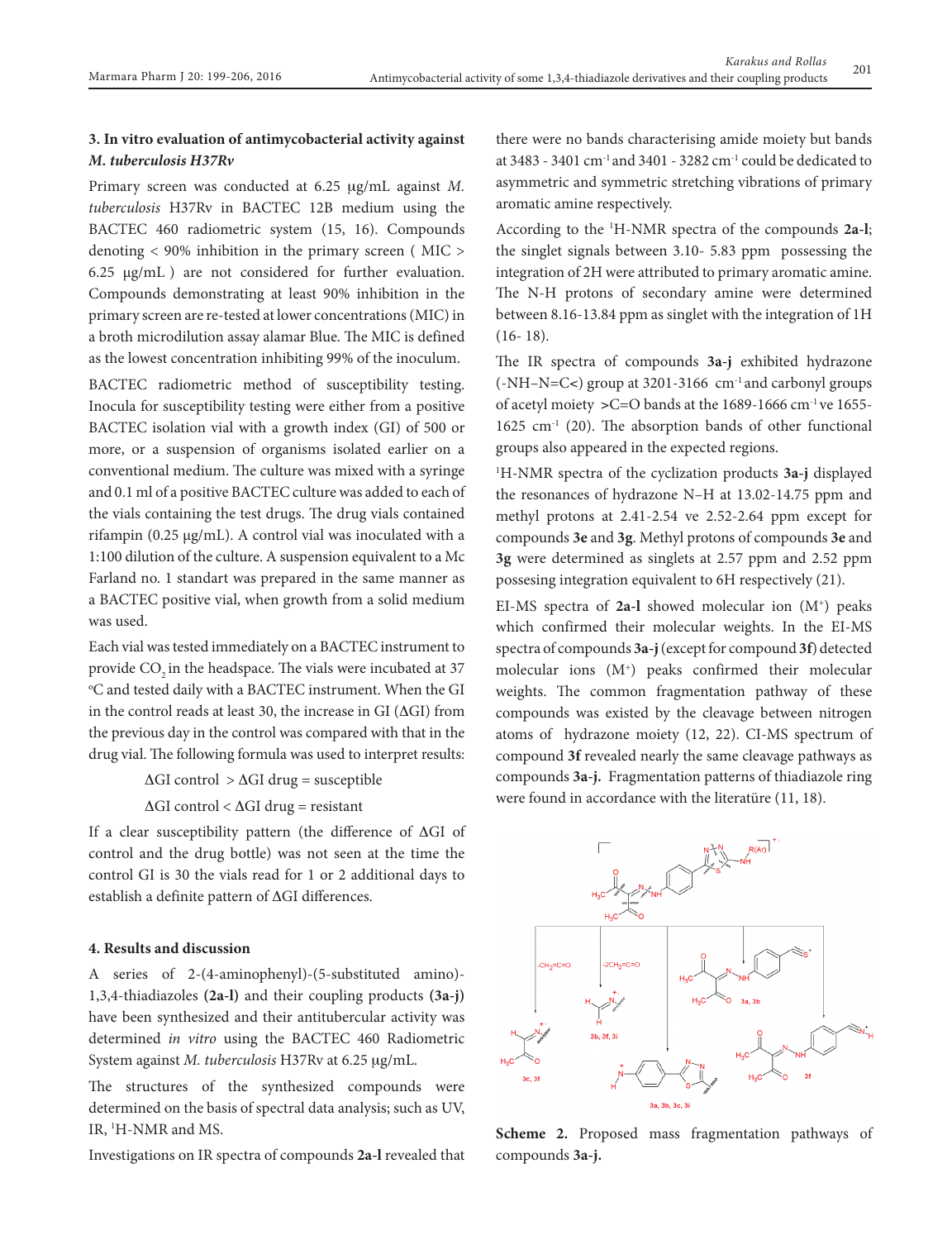### 3. In vitro evaluation of antimycobacterial activity against *M. tuberculosis H37Rv*

Primary screen was conducted at 6.25 µg/mL against *M. tuberculosis* H37Rv in BACTEC 12B medium using the BACTEC 460 radiometric system (15, 16). Compounds denoting < 90% inhibition in the primary screen ( MIC > 6.25 µg/mL ) are not considered for further evaluation. Compounds demonstrating at least 90% inhibition in the primary screen are re-tested at lower concentrations (MIC) in a broth microdilution assay alamar Blue. The MIC is defined as the lowest concentration inhibiting 99% of the inoculum.

BACTEC radiometric method of susceptibility testing. Inocula for susceptibility testing were either from a positive BACTEC isolation vial with a growth index (GI) of 500 or more, or a suspension of organisms isolated earlier on a conventional medium. The culture was mixed with a syringe and 0.1 ml of a positive BACTEC culture was added to each of the vials containing the test drugs. The drug vials contained rifampin (0.25 µg/mL). A control vial was inoculated with a 1:100 dilution of the culture. A suspension equivalent to a Mc Farland no. 1 standart was prepared in the same manner as a BACTEC positive vial, when growth from a solid medium was used.

Each vial was tested immediately on a BACTEC instrument to provide $CO_2$ in the headspace. The vials were incubated at 37 ºC and tested daily with a BACTEC instrument. When the GI in the control reads at least 30, the increase in GI (ΔGI) from the previous day in the control was compared with that in the drug vial. The following formula was used to interpret results:

ΔGI control > ΔGI drug = susceptible

ΔGI control < ΔGI drug = resistant

If a clear susceptibility pattern (the difference of ΔGI of control and the drug bottle) was not seen at the time the control GI is 30 the vials read for 1 or 2 additional days to establish a definite pattern of ΔGI differences.

### 4. Results and discussion

A series of 2-(4-aminophenyl)-(5-substituted amino)-1,3,4-thiadiazoles **(2a-l)** and their coupling products **(3a-j)** have been synthesized and their antitubercular activity was determined *in vitro* using the BACTEC 460 Radiometric System against *M. tuberculosis* H37Rv at 6.25 µg/mL.

The structures of the synthesized compounds were determined on the basis of spectral data analysis; such as UV, IR, [1]H-NMR and MS.

Investigations on IR spectra of compounds **2a-l** revealed that there were no bands characterising amide moiety but bands at 3483 - 3401 cm$^{-1}$ and 3401 - 3282 cm$^{-1}$ could be dedicated to asymmetric and symmetric stretching vibrations of primary aromatic amine respectively.

According to the [1]H-NMR spectra of the compounds **2a-l**; the singlet signals between 3.10- 5.83 ppm possessing the integration of 2H were attributed to primary aromatic amine. The N-H protons of secondary amine were determined between 8.16-13.84 ppm as singlet with the integration of 1H (16- 18).

The IR spectra of compounds **3a-j** exhibited hydrazone (-NH–N=C<) group at 3201-3166 cm$^{-1}$ and carbonyl groups of acetyl moiety >C=O bands at the 1689-1666 cm$^{-1}$ ve 1655-1625 cm$^{-1}$ (20). The absorption bands of other functional groups also appeared in the expected regions.

[1]H-NMR spectra of the cyclization products **3a-j** displayed the resonances of hydrazone N–H at 13.02-14.75 ppm and methyl protons at 2.41-2.54 ve 2.52-2.64 ppm except for compounds **3e** and **3g**. Methyl protons of compounds **3e** and **3g** were determined as singlets at 2.57 ppm and 2.52 ppm possesing integration equivalent to 6H respectively (21).

EI-MS spectra of **2a-l** showed molecular ion ($M^+$) peaks which confirmed their molecular weights. In the EI-MS spectra of compounds **3a-j** (except for compound **3f**) detected molecular ions ($M^+$) peaks confirmed their molecular weights. The common fragmentation pathway of these compounds was existed by the cleavage between nitrogen atoms of hydrazone moiety (12, 22). CI-MS spectrum of compound **3f** revealed nearly the same cleavage pathways as compounds **3a-j.** Fragmentation patterns of thiadiazole ring were found in accordance with the literatüre (11, 18).

**Scheme 2.** Proposed mass fragmentation pathways of compounds **3a-j.**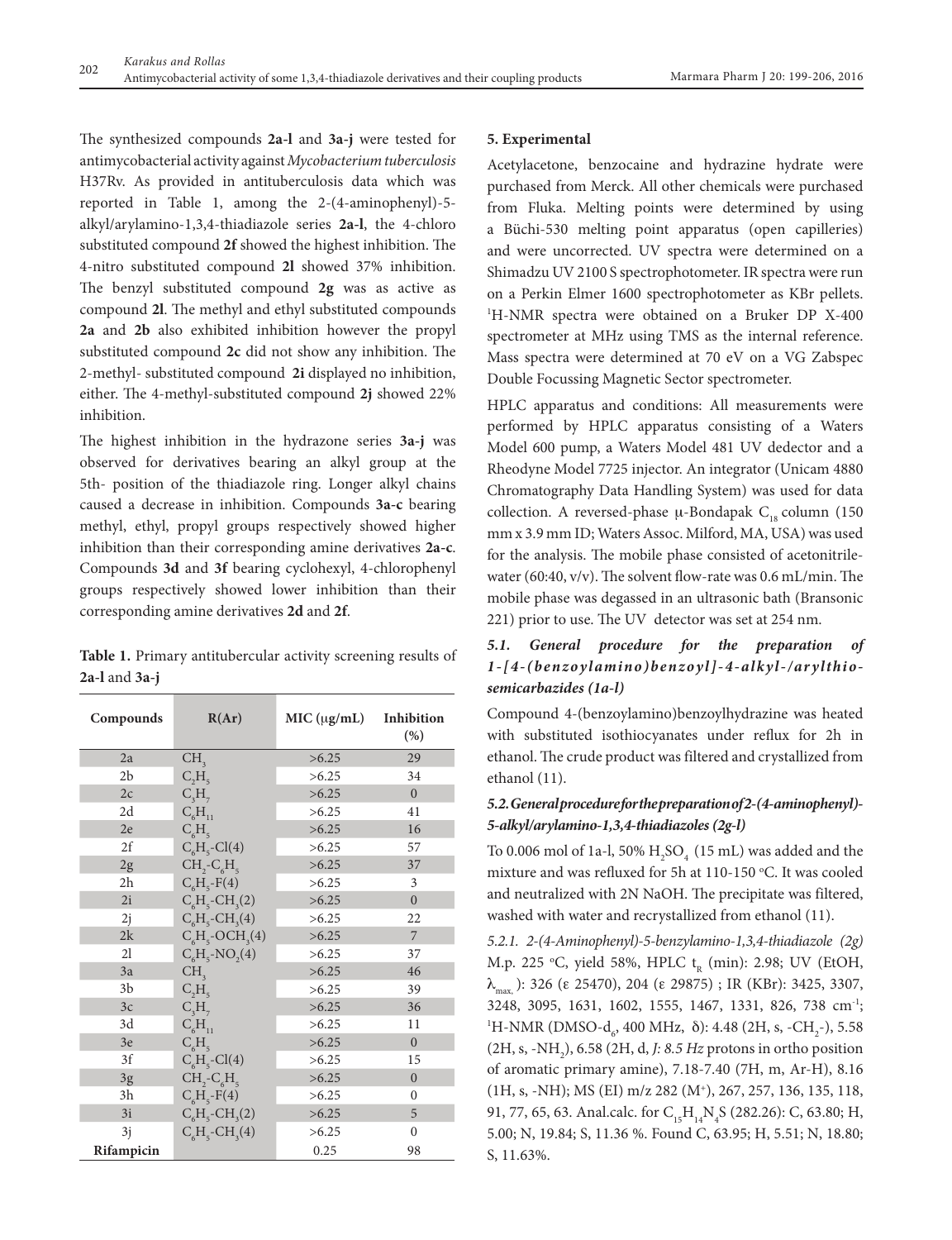The synthesized compounds **2a-l** and **3a-j** were tested for antimycobacterial activity against *Mycobacterium tuberculosis* H37Rv. As provided in antituberculosis data which was reported in Table 1, among the 2-(4-aminophenyl)-5-alkyl/arylamino-1,3,4-thiadiazole series **2a-l**, the 4-chloro substituted compound **2f** showed the highest inhibition. The 4-nitro substituted compound **2l** showed 37% inhibition. The benzyl substituted compound **2g** was as active as compound **2l**. The methyl and ethyl substituted compounds **2a** and **2b** also exhibited inhibition however the propyl substituted compound **2c** did not show any inhibition. The 2-methyl- substituted compound **2i** displayed no inhibition, either. The 4-methyl-substituted compound **2j** showed 22% inhibition.

The highest inhibition in the hydrazone series **3a-j** was observed for derivatives bearing an alkyl group at the 5th- position of the thiadiazole ring. Longer alkyl chains caused a decrease in inhibition. Compounds **3a-c** bearing methyl, ethyl, propyl groups respectively showed higher inhibition than their corresponding amine derivatives **2a-c**. Compounds **3d** and **3f** bearing cyclohexyl, 4-chlorophenyl groups respectively showed lower inhibition than their corresponding amine derivatives **2d** and **2f**.

**Table 1.** Primary antitubercular activity screening results of **2a-l** and **3a-j**

| Compounds | R(Ar) | MIC (μg/mL) | Inhibition (%) |
|---|---|---|---|
| 2a | $CH_3$ | >6.25 | 29 |
| 2b | $C_2H_5$ | >6.25 | 34 |
| 2c | $C_3H_7$ | >6.25 | 0 |
| 2d | $C_6H_{11}$ | >6.25 | 41 |
| 2e | $C_6H_5$ | >6.25 | 16 |
| 2f | $C_6H_5$-Cl(4) | >6.25 | 57 |
| 2g | $CH_2$-$C_6H_5$ | >6.25 | 37 |
| 2h | $C_6H_5$-F(4) | >6.25 | 3 |
| 2i | $C_6H_5$-$CH_3$(2) | >6.25 | 0 |
| 2j | $C_6H_5$-$CH_3$(4) | >6.25 | 22 |
| 2k | $C_6H_5$-$OCH_3$(4) | >6.25 | 7 |
| 2l | $C_6H_5$-$NO_2$(4) | >6.25 | 37 |
| 3a | $CH_3$ | >6.25 | 46 |
| 3b | $C_2H_5$ | >6.25 | 39 |
| 3c | $C_3H_7$ | >6.25 | 36 |
| 3d | $C_6H_{11}$ | >6.25 | 11 |
| 3e | $C_6H_5$ | >6.25 | 0 |
| 3f | $C_6H_5$-Cl(4) | >6.25 | 15 |
| 3g | $CH_2$-$C_6H_5$ | >6.25 | 0 |
| 3h | $C_6H_5$-F(4) | >6.25 | 0 |
| 3i | $C_6H_5$-$CH_3$(2) | >6.25 | 5 |
| 3j | $C_6H_5$-$CH_3$(4) | >6.25 | 0 |
| **Rifampicin** | | 0.25 | 98 |

## 5. Experimental

Acetylacetone, benzocaine and hydrazine hydrate were purchased from Merck. All other chemicals were purchased from Fluka. Melting points were determined by using a Büchi-530 melting point apparatus (open capillaries) and were uncorrected. UV spectra were determined on a Shimadzu UV 2100 S spectrophotometer. IR spectra were run on a Perkin Elmer 1600 spectrophotometer as KBr pellets. $^1$H-NMR spectra were obtained on a Bruker DP X-400 spectrometer at MHz using TMS as the internal reference. Mass spectra were determined at 70 eV on a VG Zabspec Double Focussing Magnetic Sector spectrometer.

HPLC apparatus and conditions: All measurements were performed by HPLC apparatus consisting of a Waters Model 600 pump, a Waters Model 481 UV dedector and a Rheodyne Model 7725 injector. An integrator (Unicam 4880 Chromatography Data Handling System) was used for data collection. A reversed-phase μ-Bondapak $C_{18}$ column (150 mm x 3.9 mm ID; Waters Assoc. Milford, MA, USA) was used for the analysis. The mobile phase consisted of acetonitrile-water (60:40, v/v). The solvent flow-rate was 0.6 mL/min. The mobile phase was degassed in an ultrasonic bath (Bransonic 221) prior to use. The UV detector was set at 254 nm.

### *5.1. General procedure for the preparation of 1-[4-(benzoylamino)benzoyl]-4-alkyl-/arylthiosemicarbazides (1a-l)*

Compound 4-(benzoylamino)benzoylhydrazine was heated with substituted isothiocyanates under reflux for 2h in ethanol. The crude product was filtered and crystallized from ethanol (11).

### *5.2. General procedure for the preparation of 2-(4-aminophenyl)-5-alkyl/arylamino-1,3,4-thiadiazoles (2g-l)*

To 0.006 mol of 1a-l, 50% $H_2SO_4$ (15 mL) was added and the mixture and was refluxed for 5h at 110-150 °C. It was cooled and neutralized with 2N NaOH. The precipitate was filtered, washed with water and recrystallized from ethanol (11).

*5.2.1. 2-(4-Aminophenyl)-5-benzylamino-1,3,4-thiadiazole (2g)*

M.p. 225 °C, yield 58%, HPLC $t_R$ (min): 2.98; UV (EtOH, $\lambda_{max}$): 326 (ε 25470), 204 (ε 29875) ; IR (KBr): 3425, 3307, 3248, 3095, 1631, 1602, 1555, 1467, 1331, 826, 738 cm$^{-1}$; $^1$H-NMR (DMSO-$d_6$, 400 MHz, δ): 4.48 (2H, s, -$CH_2$-), 5.58 (2H, s, -$NH_2$), 6.58 (2H, d, *J: 8.5 Hz* protons in ortho position of aromatic primary amine), 7.18-7.40 (7H, m, Ar-H), 8.16 (1H, s, -NH); MS (EI) m/z 282 (M$^+$), 267, 257, 136, 135, 118, 91, 77, 65, 63. Anal.calc. for $C_{15}H_{14}N_4S$ (282.26): C, 63.80; H, 5.00; N, 19.84; S, 11.36 %. Found C, 63.95; H, 5.51; N, 18.80; S, 11.63%.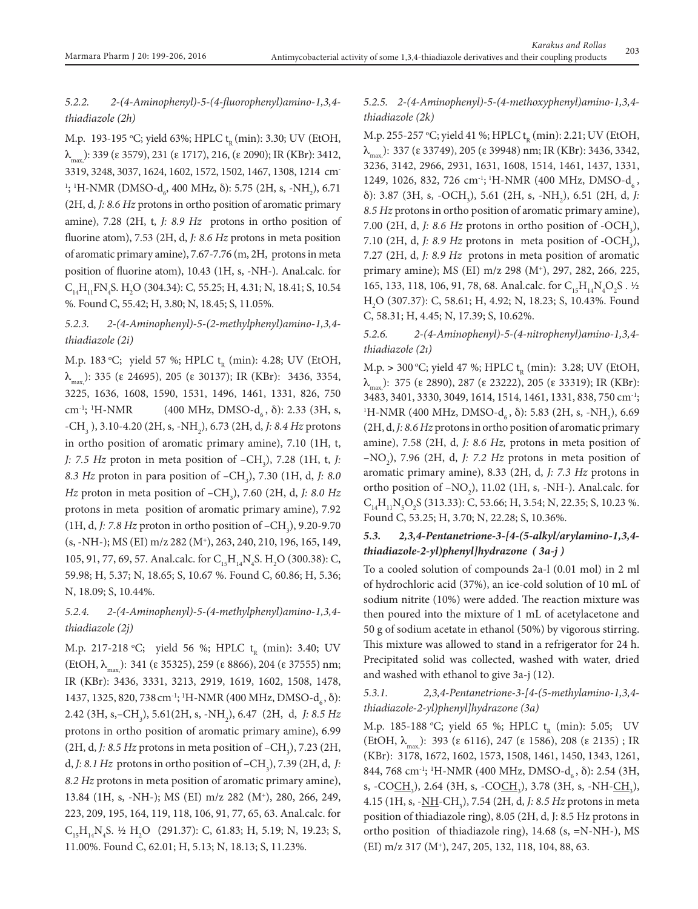### *5.2.2. 2-(4-Aminophenyl)-5-(4-fluorophenyl)amino-1,3,4-thiadiazole (2h)*

M.p. 193-195 °C; yield 63%; HPLC $t_R$ (min): 3.30; UV (EtOH, $\lambda_{max.}$): 339 (ε 3579), 231 (ε 1717), 216, (ε 2090); IR (KBr): 3412, 3319, 3248, 3037, 1624, 1602, 1572, 1502, 1467, 1308, 1214 $cm^{-1}$; $^1$H-NMR (DMSO-$d_6$, 400 MHz, δ): 5.75 (2H, s, $-NH_2$), 6.71 (2H, d, *J: 8.6 Hz* protons in ortho position of aromatic primary amine), 7.28 (2H, t, *J: 8.9 Hz* protons in ortho position of fluorine atom), 7.53 (2H, d, *J: 8.6 Hz* protons in meta position of aromatic primary amine), 7.67-7.76 (m, 2H, protons in meta position of fluorine atom), 10.43 (1H, s, -NH-). Anal.calc. for $C_{14}H_{11}FN_4S$. $H_2O$ (304.34): C, 55.25; H, 4.31; N, 18.41; S, 10.54 %. Found C, 55.42; H, 3.80; N, 18.45; S, 11.05%.

### *5.2.3. 2-(4-Aminophenyl)-5-(2-methylphenyl)amino-1,3,4-thiadiazole (2i)*

M.p. 183 °C; yield 57 %; HPLC $t_R$ (min): 4.28; UV (EtOH, $\lambda_{max.}$): 335 (ε 24695), 205 (ε 30137); IR (KBr): 3436, 3354, 3225, 1636, 1608, 1590, 1531, 1496, 1461, 1331, 826, 750 $cm^{-1}$; $^1$H-NMR (400 MHz, DMSO-$d_6$, δ): 2.33 (3H, s, $-CH_3$), 3.10-4.20 (2H, s, $-NH_2$), 6.73 (2H, d, *J: 8.4 Hz* protons in ortho position of aromatic primary amine), 7.10 (1H, t, *J: 7.5 Hz* proton in meta position of $-CH_3$), 7.28 (1H, t, *J: 8.3 Hz* proton in para position of $-CH_3$), 7.30 (1H, d, *J: 8.0 Hz* proton in meta position of $-CH_3$), 7.60 (2H, d, *J: 8.0 Hz* protons in meta position of aromatic primary amine), 7.92 (1H, d, *J: 7.8 Hz* proton in ortho position of $-CH_3$), 9.20-9.70 (s, -NH-); MS (EI) m/z 282 ($M^+$), 263, 240, 210, 196, 165, 149, 105, 91, 77, 69, 57. Anal.calc. for $C_{15}H_{14}N_4S$. $H_2O$ (300.38): C, 59.98; H, 5.37; N, 18.65; S, 10.67 %. Found C, 60.86; H, 5.36; N, 18.09; S, 10.44%.

### *5.2.4. 2-(4-Aminophenyl)-5-(4-methylphenyl)amino-1,3,4-thiadiazole (2j)*

M.p. 217-218 °C; yield 56 %; HPLC $t_R$ (min): 3.40; UV (EtOH, $\lambda_{max.}$): 341 (ε 35325), 259 (ε 8866), 204 (ε 37555) nm; IR (KBr): 3436, 3331, 3213, 2919, 1619, 1602, 1508, 1478, 1437, 1325, 820, 738 $cm^{-1}$; $^1$H-NMR (400 MHz, DMSO-$d_6$, δ): 2.42 (3H, s,$-CH_3$), 5.61(2H, s, $-NH_2$), 6.47 (2H, d, *J: 8.5 Hz* protons in ortho position of aromatic primary amine), 6.99 (2H, d, *J: 8.5 Hz* protons in meta position of $-CH_3$), 7.23 (2H, d, *J: 8.1 Hz* protons in ortho position of $-CH_3$), 7.39 (2H, d, *J: 8.2 Hz* protons in meta position of aromatic primary amine), 13.84 (1H, s, -NH-); MS (EI) m/z 282 ($M^+$), 280, 266, 249, 223, 209, 195, 164, 119, 118, 106, 91, 77, 65, 63. Anal.calc. for $C_{15}H_{14}N_4S$. ½ $H_2O$ (291.37): C, 61.83; H, 5.19; N, 19.23; S, 11.00%. Found C, 62.01; H, 5.13; N, 18.13; S, 11.23%.

### *5.2.5. 2-(4-Aminophenyl)-5-(4-methoxyphenyl)amino-1,3,4-thiadiazole (2k)*

M.p. 255-257 °C; yield 41 %; HPLC $t_R$ (min): 2.21; UV (EtOH, $\lambda_{max.}$): 337 (ε 33749), 205 (ε 39948) nm; IR (KBr): 3436, 3342, 3236, 3142, 2966, 2931, 1631, 1608, 1514, 1461, 1437, 1331, 1249, 1026, 832, 726 $cm^{-1}$; $^1$H-NMR (400 MHz, DMSO-$d_6$, δ): 3.87 (3H, s, $-OCH_3$), 5.61 (2H, s, $-NH_2$), 6.51 (2H, d, *J: 8.5 Hz* protons in ortho position of aromatic primary amine), 7.00 (2H, d, *J: 8.6 Hz* protons in ortho position of $-OCH_3$), 7.10 (2H, d, *J: 8.9 Hz* protons in meta position of $-OCH_3$), 7.27 (2H, d, *J: 8.9 Hz* protons in meta position of aromatic primary amine); MS (EI) m/z 298 ($M^+$), 297, 282, 266, 225, 165, 133, 118, 106, 91, 78, 68. Anal.calc. for $C_{15}H_{14}N_4O_2S$ . ½ $H_2O$ (307.37): C, 58.61; H, 4.92; N, 18.23; S, 10.43%. Found C, 58.31; H, 4.45; N, 17.39; S, 10.62%.

### *5.2.6. 2-(4-Aminophenyl)-5-(4-nitrophenyl)amino-1,3,4-thiadiazole (2ı)*

M.p. > 300 °C; yield 47 %; HPLC $t_R$ (min): 3.28; UV (EtOH, $\lambda_{max.}$): 375 (ε 2890), 287 (ε 23222), 205 (ε 33319); IR (KBr): 3483, 3401, 3330, 3049, 1614, 1514, 1461, 1331, 838, 750 $cm^{-1}$; $^1$H-NMR (400 MHz, DMSO-$d_6$, δ): 5.83 (2H, s, $-NH_2$), 6.69 (2H, d, *J: 8.6 Hz* protons in ortho position of aromatic primary amine), 7.58 (2H, d, *J: 8.6 Hz,* protons in meta position of $-NO_2$), 7.96 (2H, d, *J: 7.2 Hz* protons in meta position of aromatic primary amine), 8.33 (2H, d, *J: 7.3 Hz* protons in ortho position of $-NO_2$), 11.02 (1H, s, -NH-). Anal.calc. for $C_{14}H_{11}N_5O_2S$ (313.33): C, 53.66; H, 3.54; N, 22.35; S, 10.23 %. Found C, 53.25; H, 3.70; N, 22.28; S, 10.36%.

### ***5.3. 2,3,4-Pentanetrione-3-[4-(5-alkyl/arylamino-1,3,4-thiadiazole-2-yl)phenyl]hydrazone ( 3a-j )***

To a cooled solution of compounds 2a-l (0.01 mol) in 2 ml of hydrochloric acid (37%), an ice-cold solution of 10 mL of sodium nitrite (10%) were added. The reaction mixture was then poured into the mixture of 1 mL of acetylacetone and 50 g of sodium acetate in ethanol (50%) by vigorous stirring. This mixture was allowed to stand in a refrigerator for 24 h. Precipitated solid was collected, washed with water, dried and washed with ethanol to give 3a-j (12).

### *5.3.1. 2,3,4-Pentanetrione-3-[4-(5-methylamino-1,3,4-thiadiazole-2-yl)phenyl]hydrazone (3a)*

M.p. 185-188 °C; yield 65 %; HPLC $t_R$ (min): 5.05; UV (EtOH, $\lambda_{max.}$): 393 (ε 6116), 247 (ε 1586), 208 (ε 2135) ; IR (KBr): 3178, 1672, 1602, 1573, 1508, 1461, 1450, 1343, 1261, 844, 768 $cm^{-1}$; $^1$H-NMR (400 MHz, DMSO-$d_6$, δ): 2.54 (3H, s, $-CO\underline{CH_3}$), 2.64 (3H, s, $-CO\underline{CH_3}$), 3.78 (3H, s, $-NH-\underline{CH_3}$), 4.15 (1H, s, $-\underline{NH}-CH_3$), 7.54 (2H, d, *J: 8.5 Hz* protons in meta position of thiadiazole ring), 8.05 (2H, d, J: 8.5 Hz protons in ortho position of thiadiazole ring), 14.68 (s, =N-NH-), MS (EI) m/z 317 ($M^+$), 247, 205, 132, 118, 104, 88, 63.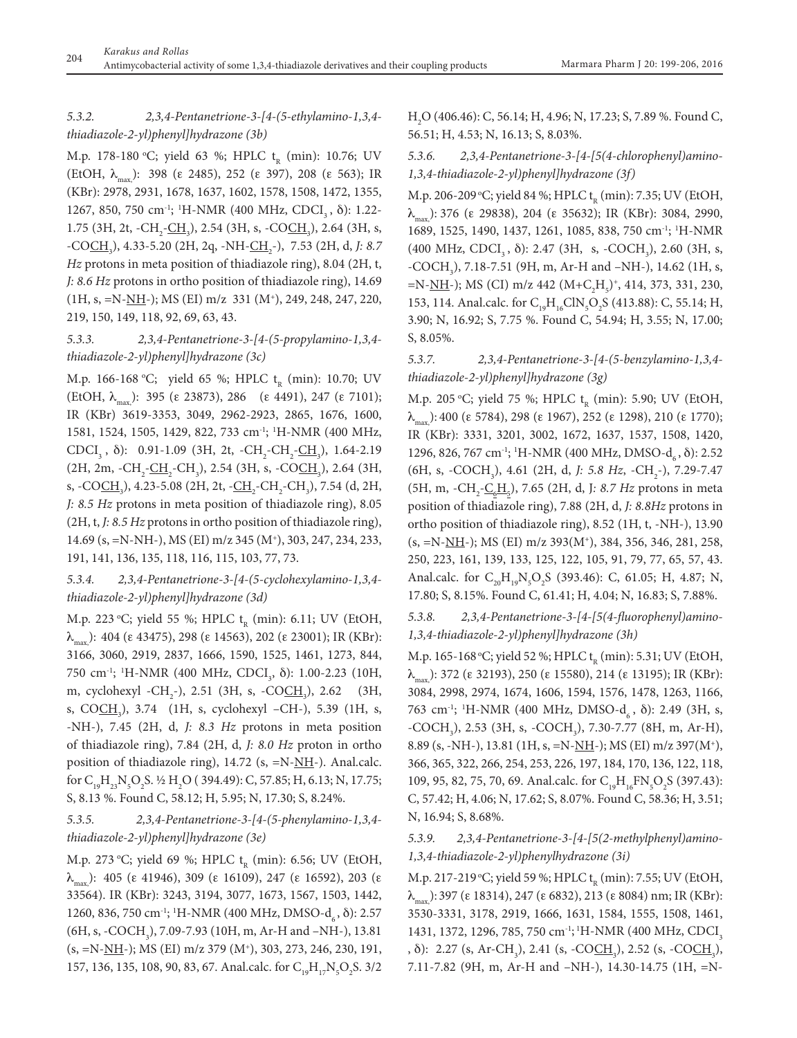#### 5.3.2. 2,3,4-Pentanetrione-3-[4-(5-ethylamino-1,3,4-thiadiazole-2-yl)phenyl]hydrazone (3b)

M.p. 178-180 °C; yield 63 %; HPLC $t_R$ (min): 10.76; UV (EtOH, $\lambda_{max}$): 398 (ε 2485), 252 (ε 397), 208 (ε 563); IR (KBr): 2978, 2931, 1678, 1637, 1602, 1578, 1508, 1472, 1355, 1267, 850, 750 $cm^{-1}$; $^1$H-NMR (400 MHz, $CDCl_3$, δ): 1.22-1.75 (3H, 2t, -$CH_2$-$\underline{CH_3}$), 2.54 (3H, s, -CO$\underline{CH_3}$), 2.64 (3H, s, -CO$\underline{CH_3}$), 4.33-5.20 (2H, 2q, -NH-$\underline{CH_2}$-), 7.53 (2H, d, *J: 8.7 Hz* protons in meta position of thiadiazole ring), 8.04 (2H, t, *J: 8.6 Hz* protons in ortho position of thiadiazole ring), 14.69 (1H, s, =N-$\underline{NH}$-); MS (EI) m/z 331 ($M^+$), 249, 248, 247, 220, 219, 150, 149, 118, 92, 69, 63, 43.

#### 5.3.3. 2,3,4-Pentanetrione-3-[4-(5-propylamino-1,3,4-thiadiazole-2-yl)phenyl]hydrazone (3c)

M.p. 166-168 °C; yield 65 %; HPLC $t_R$ (min): 10.70; UV (EtOH, $\lambda_{max}$): 395 (ε 23873), 286 (ε 4491), 247 (ε 7101); IR (KBr) 3619-3353, 3049, 2962-2923, 2865, 1676, 1600, 1581, 1524, 1505, 1429, 822, 733 $cm^{-1}$; $^1$H-NMR (400 MHz, $CDCl_3$, δ): 0.91-1.09 (3H, 2t, -$CH_2$-$CH_2$-$\underline{CH_3}$), 1.64-2.19 (2H, 2m, -$CH_2$-$\underline{CH_2}$-$CH_3$), 2.54 (3H, s, -CO$\underline{CH_3}$), 2.64 (3H, s, -CO$\underline{CH_3}$), 4.23-5.08 (2H, 2t, -$\underline{CH_2}$-$CH_2$-$CH_3$), 7.54 (d, 2H, *J: 8.5 Hz* protons in meta position of thiadiazole ring), 8.05 (2H, t, *J: 8.5 Hz* protons in ortho position of thiadiazole ring), 14.69 (s, =N-NH-), MS (EI) m/z 345 ($M^+$), 303, 247, 234, 233, 191, 141, 136, 135, 118, 116, 115, 103, 77, 73.

#### 5.3.4. 2,3,4-Pentanetrione-3-[4-(5-cyclohexylamino-1,3,4-thiadiazole-2-yl)phenyl]hydrazone (3d)

M.p. 223 °C; yield 55 %; HPLC $t_R$ (min): 6.11; UV (EtOH, $\lambda_{max}$): 404 (ε 43475), 298 (ε 14563), 202 (ε 23001); IR (KBr): 3166, 3060, 2919, 2837, 1666, 1590, 1525, 1461, 1273, 844, 750 $cm^{-1}$; $^1$H-NMR (400 MHz, $CDCl_3$, δ): 1.00-2.23 (10H, m, cyclohexyl -$CH_2$-), 2.51 (3H, s, -CO$\underline{CH_3}$), 2.62 (3H, s, CO$\underline{CH_3}$), 3.74 (1H, s, cyclohexyl –CH-), 5.39 (1H, s, -NH-), 7.45 (2H, d, *J: 8.3 Hz* protons in meta position of thiadiazole ring), 7.84 (2H, d, *J: 8.0 Hz* proton in ortho position of thiadiazole ring), 14.72 (s, =N-$\underline{NH}$-). Anal.calc. for $C_{19}H_{23}N_5O_2S$. ½ $H_2O$ ( 394.49): C, 57.85; H, 6.13; N, 17.75; S, 8.13 %. Found C, 58.12; H, 5.95; N, 17.30; S, 8.24%.

#### 5.3.5. 2,3,4-Pentanetrione-3-[4-(5-phenylamino-1,3,4-thiadiazole-2-yl)phenyl]hydrazone (3e)

M.p. 273 °C; yield 69 %; HPLC $t_R$ (min): 6.56; UV (EtOH, $\lambda_{max}$): 405 (ε 41946), 309 (ε 16109), 247 (ε 16592), 203 (ε 33564). IR (KBr): 3243, 3194, 3077, 1673, 1567, 1503, 1442, 1260, 836, 750 $cm^{-1}$; $^1$H-NMR (400 MHz, DMSO-$d_6$, δ): 2.57 (6H, s, -$COCH_3$), 7.09-7.93 (10H, m, Ar-H and –NH-), 13.81 (s, =N-$\underline{NH}$-); MS (EI) m/z 379 ($M^+$), 303, 273, 246, 230, 191, 157, 136, 135, 108, 90, 83, 67. Anal.calc. for $C_{19}H_{17}N_5O_2S$. 3/2 $H_2O$ (406.46): C, 56.14; H, 4.96; N, 17.23; S, 7.89 %. Found C, 56.51; H, 4.53; N, 16.13; S, 8.03%.

#### 5.3.6. 2,3,4-Pentanetrione-3-[4-[5(4-chlorophenyl)amino-1,3,4-thiadiazole-2-yl)phenyl]hydrazone (3f)

M.p. 206-209 °C; yield 84 %; HPLC $t_R$ (min): 7.35; UV (EtOH, $\lambda_{max}$): 376 (ε 29838), 204 (ε 35632); IR (KBr): 3084, 2990, 1689, 1525, 1490, 1437, 1261, 1085, 838, 750 $cm^{-1}$; $^1$H-NMR (400 MHz, $CDCl_3$, δ): 2.47 (3H, s, -$COCH_3$), 2.60 (3H, s, -$COCH_3$), 7.18-7.51 (9H, m, Ar-H and –NH-), 14.62 (1H, s, =N-$\underline{NH}$-); MS (CI) m/z 442 $(M+C_2H_5)^+$, 414, 373, 331, 230, 153, 114. Anal.calc. for $C_{19}H_{16}ClN_5O_2S$ (413.88): C, 55.14; H, 3.90; N, 16.92; S, 7.75 %. Found C, 54.94; H, 3.55; N, 17.00; S, 8.05%.

#### 5.3.7. 2,3,4-Pentanetrione-3-[4-(5-benzylamino-1,3,4-thiadiazole-2-yl)phenyl]hydrazone (3g)

M.p. 205 °C; yield 75 %; HPLC $t_R$ (min): 5.90; UV (EtOH, $\lambda_{max}$): 400 (ε 5784), 298 (ε 1967), 252 (ε 1298), 210 (ε 1770); IR (KBr): 3331, 3201, 3002, 1672, 1637, 1537, 1508, 1420, 1296, 826, 767 $cm^{-1}$; $^1$H-NMR (400 MHz, DMSO-$d_6$, δ): 2.52 (6H, s, -$COCH_3$), 4.61 (2H, d, *J: 5.8 Hz*, -$CH_2$-), 7.29-7.47 (5H, m, -$CH_2$-$\underline{C_6H_5}$), 7.65 (2H, d, J*: 8.7 Hz* protons in meta position of thiadiazole ring), 7.88 (2H, d, *J: 8.8Hz* protons in ortho position of thiadiazole ring), 8.52 (1H, t, -NH-), 13.90 (s, =N-$\underline{NH}$-); MS (EI) m/z 393($M^+$), 384, 356, 346, 281, 258, 250, 223, 161, 139, 133, 125, 122, 105, 91, 79, 77, 65, 57, 43. Anal.calc. for $C_{20}H_{19}N_5O_2S$ (393.46): C, 61.05; H, 4.87; N, 17.80; S, 8.15%. Found C, 61.41; H, 4.04; N, 16.83; S, 7.88%.

#### 5.3.8. 2,3,4-Pentanetrione-3-[4-[5(4-fluorophenyl)amino-1,3,4-thiadiazole-2-yl)phenyl]hydrazone (3h)

M.p. 165-168 °C; yield 52 %; HPLC $t_R$ (min): 5.31; UV (EtOH, $\lambda_{max}$): 372 (ε 32193), 250 (ε 15580), 214 (ε 13195); IR (KBr): 3084, 2998, 2974, 1674, 1606, 1594, 1576, 1478, 1263, 1166, 763 $cm^{-1}$; $^1$H-NMR (400 MHz, DMSO-$d_6$, δ): 2.49 (3H, s, -$COCH_3$), 2.53 (3H, s, -$COCH_3$), 7.30-7.77 (8H, m, Ar-H), 8.89 (s, -NH-), 13.81 (1H, s, =N-$\underline{NH}$-); MS (EI) m/z 397($M^+$), 366, 365, 322, 266, 254, 253, 226, 197, 184, 170, 136, 122, 118, 109, 95, 82, 75, 70, 69. Anal.calc. for $C_{19}H_{16}FN_5O_2S$ (397.43): C, 57.42; H, 4.06; N, 17.62; S, 8.07%. Found C, 58.36; H, 3.51; N, 16.94; S, 8.68%.

#### 5.3.9. 2,3,4-Pentanetrione-3-[4-[5(2-methylphenyl)amino-1,3,4-thiadiazole-2-yl)phenylhydrazone (3i)

M.p. 217-219 °C; yield 59 %; HPLC $t_R$ (min): 7.55; UV (EtOH, $\lambda_{max}$): 397 (ε 18314), 247 (ε 6832), 213 (ε 8084) nm; IR (KBr): 3530-3331, 3178, 2919, 1666, 1631, 1584, 1555, 1508, 1461, 1431, 1372, 1296, 785, 750 $cm^{-1}$; $^1$H-NMR (400 MHz, $CDCl_3$, δ): 2.27 (s, Ar-$CH_3$), 2.41 (s, -CO$\underline{CH_3}$), 2.52 (s, -CO$\underline{CH_3}$), 7.11-7.82 (9H, m, Ar-H and –NH-), 14.30-14.75 (1H, =N-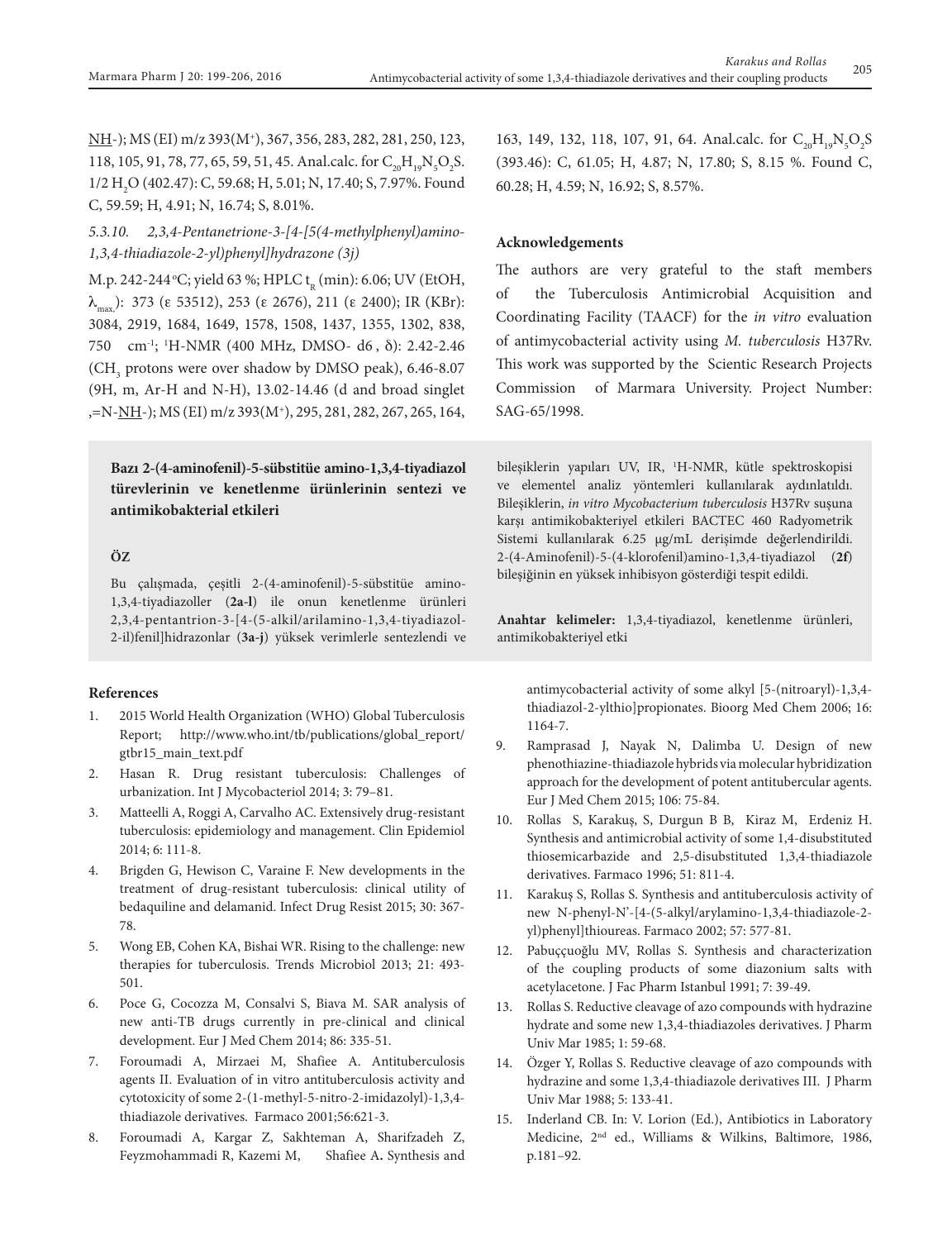NH-); MS (EI) m/z 393($M^+$), 367, 356, 283, 282, 281, 250, 123, 118, 105, 91, 78, 77, 65, 59, 51, 45. Anal.calc. for $C_{20}H_{19}N_5O_2S$. 1/2 $H_2O$ (402.47): C, 59.68; H, 5.01; N, 17.40; S, 7.97%. Found C, 59.59; H, 4.91; N, 16.74; S, 8.01%.

*5.3.10. 2,3,4-Pentanetrione-3-[4-[5(4-methylphenyl)amino-1,3,4-thiadiazole-2-yl)phenyl]hydrazone (3j)*

M.p. 242-244 ºC; yield 63 %; HPLC $t_R$ (min): 6.06; UV (EtOH, $\lambda_{max}$): 373 (ε 53512), 253 (ε 2676), 211 (ε 2400); IR (KBr): 3084, 2919, 1684, 1649, 1578, 1508, 1437, 1355, 1302, 838, 750 cm$^{-1}$; $^1$H-NMR (400 MHz, DMSO- d6 , δ): 2.42-2.46 ($CH_3$ protons were over shadow by DMSO peak), 6.46-8.07 (9H, m, Ar-H and N-H), 13.02-14.46 (d and broad singlet ,=N-NH-); MS (EI) m/z 393($M^+$), 295, 281, 282, 267, 265, 164, 163, 149, 132, 118, 107, 91, 64. Anal.calc. for $C_{20}H_{19}N_5O_2S$ (393.46): C, 61.05; H, 4.87; N, 17.80; S, 8.15 %. Found C, 60.28; H, 4.59; N, 16.92; S, 8.57%.

## Acknowledgements

The authors are very grateful to the staft members of the Tuberculosis Antimicrobial Acquisition and Coordinating Facility (TAACF) for the *in vitro* evaluation of antimycobacterial activity using *M. tuberculosis* H37Rv. This work was supported by the Scientic Research Projects Commission of Marmara University. Project Number: SAG-65/1998.

**Bazı 2-(4-aminofenil)-5-sübstitüe amino-1,3,4-tiyadiazol türevlerinin ve kenetlenme ürünlerinin sentezi ve antimikobakterial etkileri**

**ÖZ**

Bu çalışmada, çeşitli 2-(4-aminofenil)-5-sübstitüe amino-1,3,4-tiyadiazoller (**2a-l**) ile onun kenetlenme ürünleri 2,3,4-pentantrion-3-[4-(5-alkil/arilamino-1,3,4-tiyadiazol-2-il)fenil]hidrazonlar (**3a-j**) yüksek verimlerle sentezlendi ve bileşiklerin yapıları UV, IR, $^1$H-NMR, kütle spektroskopisi ve elementel analiz yöntemleri kullanılarak aydınlatıldı. Bileşiklerin, *in vitro Mycobacterium tuberculosis* H37Rv suşuna karşı antimikobakteriyel etkileri BACTEC 460 Radyometrik Sistemi kullanılarak 6.25 μg/mL derişimde değerlendirildi. 2-(4-Aminofenil)-5-(4-klorofenil)amino-1,3,4-tiyadiazol (**2f**) bileşiğinin en yüksek inhibisyon gösterdiği tespit edildi.

**Anahtar kelimeler:** 1,3,4-tiyadiazol, kenetlenme ürünleri, antimikobakteriyel etki

## References

1. 2015 World Health Organization (WHO) Global Tuberculosis Report; http://www.who.int/tb/publications/global_report/gtbr15_main_text.pdf
2. Hasan R. Drug resistant tuberculosis: Challenges of urbanization. Int J Mycobacteriol 2014; 3: 79–81.
3. Matteelli A, Roggi A, Carvalho AC. Extensively drug-resistant tuberculosis: epidemiology and management. Clin Epidemiol 2014; 6: 111-8.
4. Brigden G, Hewison C, Varaine F. New developments in the treatment of drug-resistant tuberculosis: clinical utility of bedaquiline and delamanid. Infect Drug Resist 2015; 30: 367-78.
5. Wong EB, Cohen KA, Bishai WR. Rising to the challenge: new therapies for tuberculosis. Trends Microbiol 2013; 21: 493-501.
6. Poce G, Cocozza M, Consalvi S, Biava M. SAR analysis of new anti-TB drugs currently in pre-clinical and clinical development. Eur J Med Chem 2014; 86: 335-51.
7. Foroumadi A, Mirzaei M, Shafiee A. Antituberculosis agents II. Evaluation of in vitro antituberculosis activity and cytotoxicity of some 2-(1-methyl-5-nitro-2-imidazolyl)-1,3,4-thiadiazole derivatives. Farmaco 2001;56:621-3.
8. Foroumadi A, Kargar Z, Sakhteman A, Sharifzadeh Z, Feyzmohammadi R, Kazemi M, Shafiee A**.** Synthesis and antimycobacterial activity of some alkyl [5-(nitroaryl)-1,3,4-thiadiazol-2-ylthio]propionates. Bioorg Med Chem 2006; 16: 1164-7.
9. Ramprasad J, Nayak N, Dalimba U. Design of new phenothiazine-thiadiazole hybrids via molecular hybridization approach for the development of potent antitubercular agents. Eur J Med Chem 2015; 106: 75-84.
10. Rollas S, Karakuş, S, Durgun B B, Kiraz M, Erdeniz H. Synthesis and antimicrobial activity of some 1,4-disubstituted thiosemicarbazide and 2,5-disubstituted 1,3,4-thiadiazole derivatives. Farmaco 1996; 51: 811-4.
11. Karakuş S, Rollas S. Synthesis and antituberculosis activity of new N-phenyl-N'-[4-(5-alkyl/arylamino-1,3,4-thiadiazole-2-yl)phenyl]thioureas. Farmaco 2002; 57: 577-81.
12. Pabuççuoğlu MV, Rollas S. Synthesis and characterization of the coupling products of some diazonium salts with acetylacetone. J Fac Pharm Istanbul 1991; 7: 39-49.
13. Rollas S. Reductive cleavage of azo compounds with hydrazine hydrate and some new 1,3,4-thiadiazoles derivatives. J Pharm Univ Mar 1985; 1: 59-68.
14. Özger Y, Rollas S. Reductive cleavage of azo compounds with hydrazine and some 1,3,4-thiadiazole derivatives III. J Pharm Univ Mar 1988; 5: 133-41.
15. Inderland CB. In: V. Lorion (Ed.), Antibiotics in Laboratory Medicine, 2nd ed., Williams & Wilkins, Baltimore, 1986, p.181–92.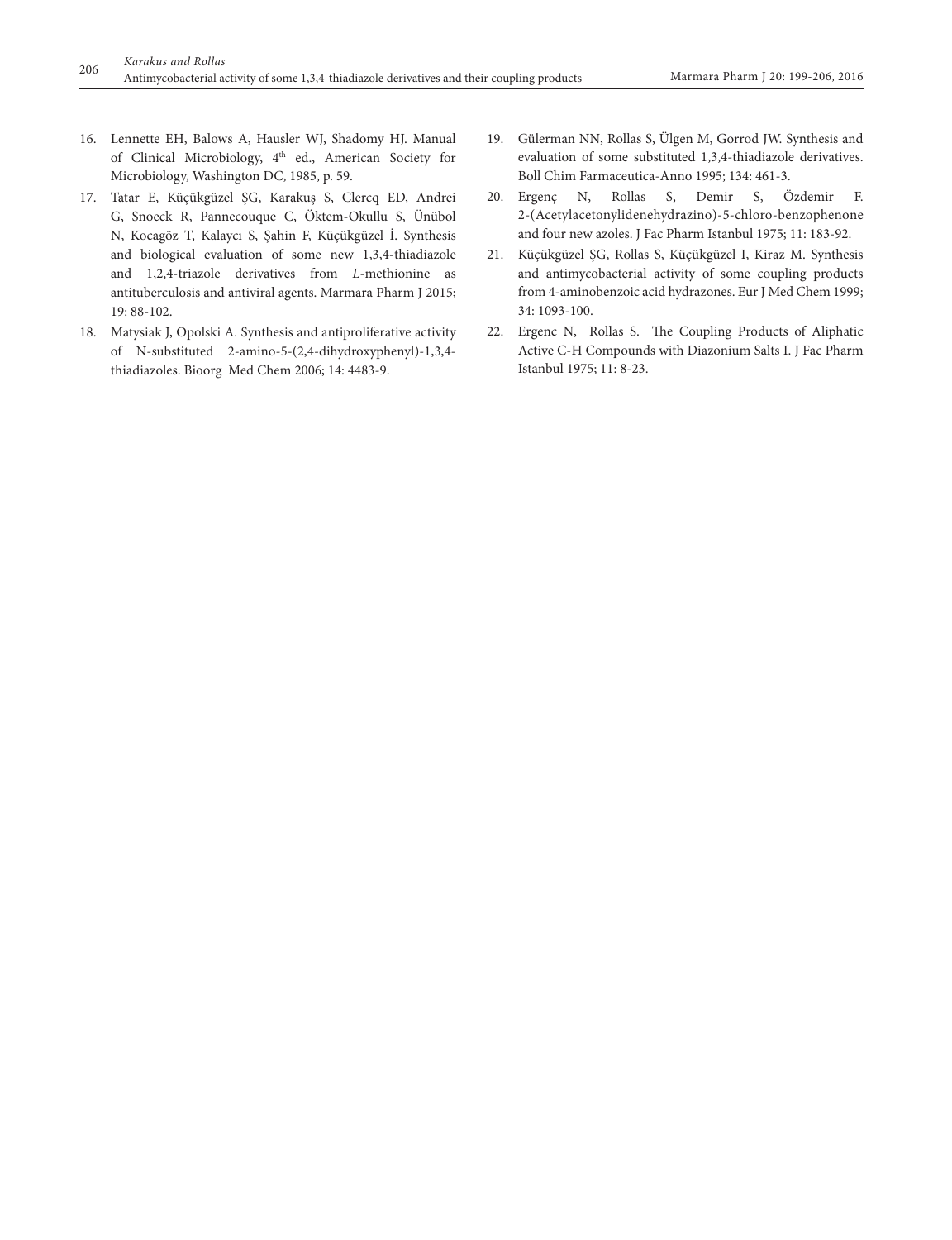16. Lennette EH, Balows A, Hausler WJ, Shadomy HJ. Manual of Clinical Microbiology, 4th ed., American Society for Microbiology, Washington DC, 1985, p. 59.
17. Tatar E, Küçükgüzel ŞG, Karakuş S, Clercq ED, Andrei G, Snoeck R, Pannecouque C, Öktem-Okullu S, Ünübol N, Kocagöz T, Kalaycı S, Şahin F, Küçükgüzel İ. Synthesis and biological evaluation of some new 1,3,4-thiadiazole and 1,2,4-triazole derivatives from *L*-methionine as antituberculosis and antiviral agents. Marmara Pharm J 2015; 19: 88-102.
18. Matysiak J, Opolski A. Synthesis and antiproliferative activity of N-substituted 2-amino-5-(2,4-dihydroxyphenyl)-1,3,4-thiadiazoles. Bioorg Med Chem 2006; 14: 4483-9.
19. Gülerman NN, Rollas S, Ülgen M, Gorrod JW. Synthesis and evaluation of some substituted 1,3,4-thiadiazole derivatives. Boll Chim Farmaceutica-Anno 1995; 134: 461-3.
20. Ergenç N, Rollas S, Demir S, Özdemir F. 2-(Acetylacetonylidenehydrazino)-5-chloro-benzophenone and four new azoles. J Fac Pharm Istanbul 1975; 11: 183-92.
21. Küçükgüzel ŞG, Rollas S, Küçükgüzel I, Kiraz M. Synthesis and antimycobacterial activity of some coupling products from 4-aminobenzoic acid hydrazones. Eur J Med Chem 1999; 34: 1093-100.
22. Ergenc N, Rollas S. The Coupling Products of Aliphatic Active C-H Compounds with Diazonium Salts I. J Fac Pharm Istanbul 1975; 11: 8-23.